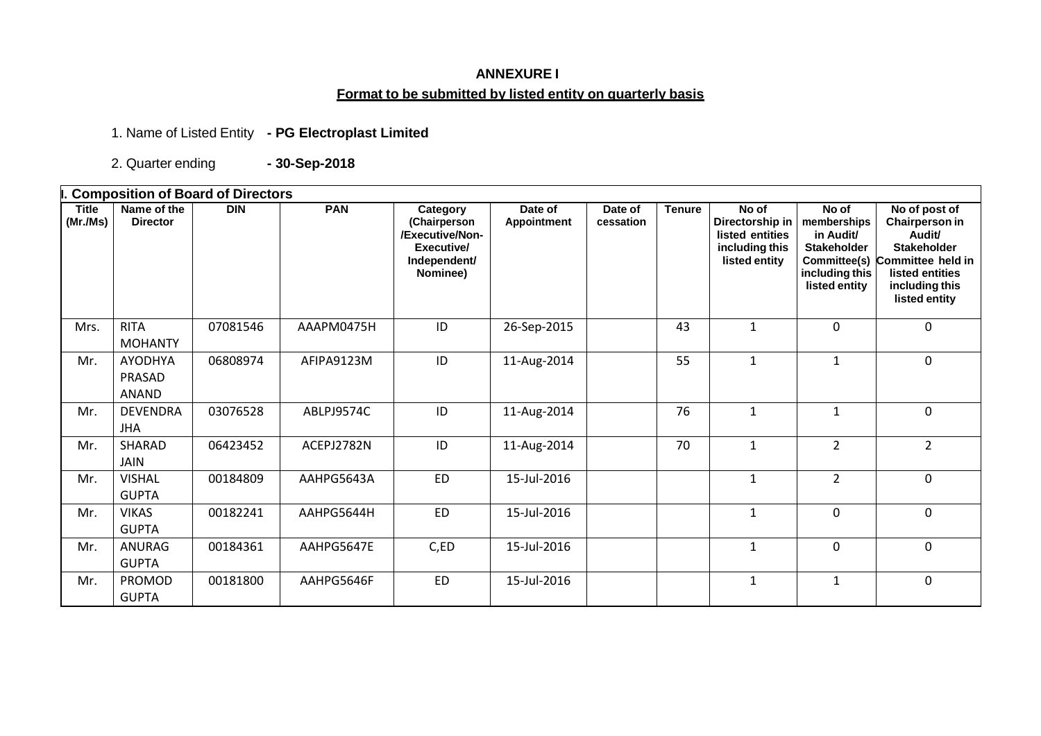**ANNEXURE I**

**Format to be submitted by listed entity on quarterly basis**

1. Name of Listed Entity **- PG Electroplast Limited**

2. Quarter ending **- 30-Sep-2018**

**I. Composition of Board of Directors**

| Title (Mr./Ms) | Name of the Director | DIN | PAN | Category (Chairperson /Executive/Non-Executive/ Independent/ Nominee) | Date of Appointment | Date of cessation | Tenure | No of Directorship in listed entities including this listed entity | No of memberships in Audit/ Stakeholder Committee(s) including this listed entity | No of post of Chairperson in Audit/ Stakeholder Committee held in listed entities including this listed entity |
|---|---|---|---|---|---|---|---|---|---|---|
| Mrs. | RITA MOHANTY | 07081546 | AAAPM0475H | ID | 26-Sep-2015 | | 43 | 1 | 0 | 0 |
| Mr. | AYODHYA PRASAD ANAND | 06808974 | AFIPA9123M | ID | 11-Aug-2014 | | 55 | 1 | 1 | 0 |
| Mr. | DEVENDRA JHA | 03076528 | ABLPJ9574C | ID | 11-Aug-2014 | | 76 | 1 | 1 | 0 |
| Mr. | SHARAD JAIN | 06423452 | ACEPJ2782N | ID | 11-Aug-2014 | | 70 | 1 | 2 | 2 |
| Mr. | VISHAL GUPTA | 00184809 | AAHPG5643A | ED | 15-Jul-2016 | | | 1 | 2 | 0 |
| Mr. | VIKAS GUPTA | 00182241 | AAHPG5644H | ED | 15-Jul-2016 | | | 1 | 0 | 0 |
| Mr. | ANURAG GUPTA | 00184361 | AAHPG5647E | C,ED | 15-Jul-2016 | | | 1 | 0 | 0 |
| Mr. | PROMOD GUPTA | 00181800 | AAHPG5646F | ED | 15-Jul-2016 | | | 1 | 1 | 0 |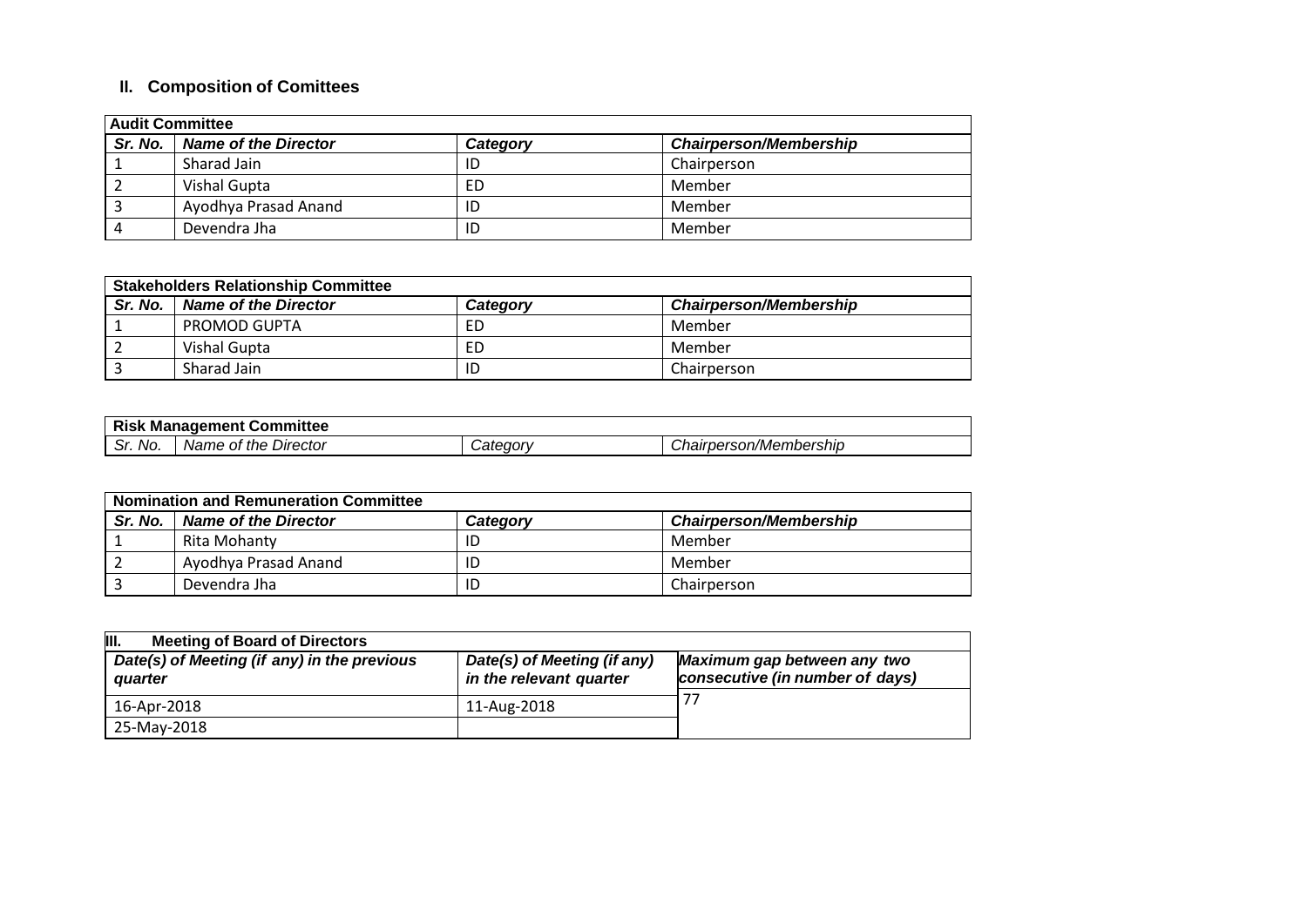## II. Composition of Comittees

| Audit Committee | | | |
|---|---|---|---|
| ***Sr. No.*** | ***Name of the Director*** | ***Category*** | ***Chairperson/Membership*** |
| 1 | Sharad Jain | ID | Chairperson |
| 2 | Vishal Gupta | ED | Member |
| 3 | Ayodhya Prasad Anand | ID | Member |
| 4 | Devendra Jha | ID | Member |

| Stakeholders Relationship Committee | | | |
|---|---|---|---|
| ***Sr. No.*** | ***Name of the Director*** | ***Category*** | ***Chairperson/Membership*** |
| 1 | PROMOD GUPTA | ED | Member |
| 2 | Vishal Gupta | ED | Member |
| 3 | Sharad Jain | ID | Chairperson |

| Risk Management Committee | | | |
|---|---|---|---|
| *Sr. No.* | *Name of the Director* | *Category* | *Chairperson/Membership* |

| Nomination and Remuneration Committee | | | |
|---|---|---|---|
| ***Sr. No.*** | ***Name of the Director*** | ***Category*** | ***Chairperson/Membership*** |
| 1 | Rita Mohanty | ID | Member |
| 2 | Ayodhya Prasad Anand | ID | Member |
| 3 | Devendra Jha | ID | Chairperson |

| III. Meeting of Board of Directors | | |
|---|---|---|
| ***Date(s) of Meeting (if any) in the previous quarter*** | ***Date(s) of Meeting (if any) in the relevant quarter*** | ***Maximum gap between any two consecutive (in number of days)*** |
| 16-Apr-2018 | 11-Aug-2018 | 77 |
| 25-May-2018 | | |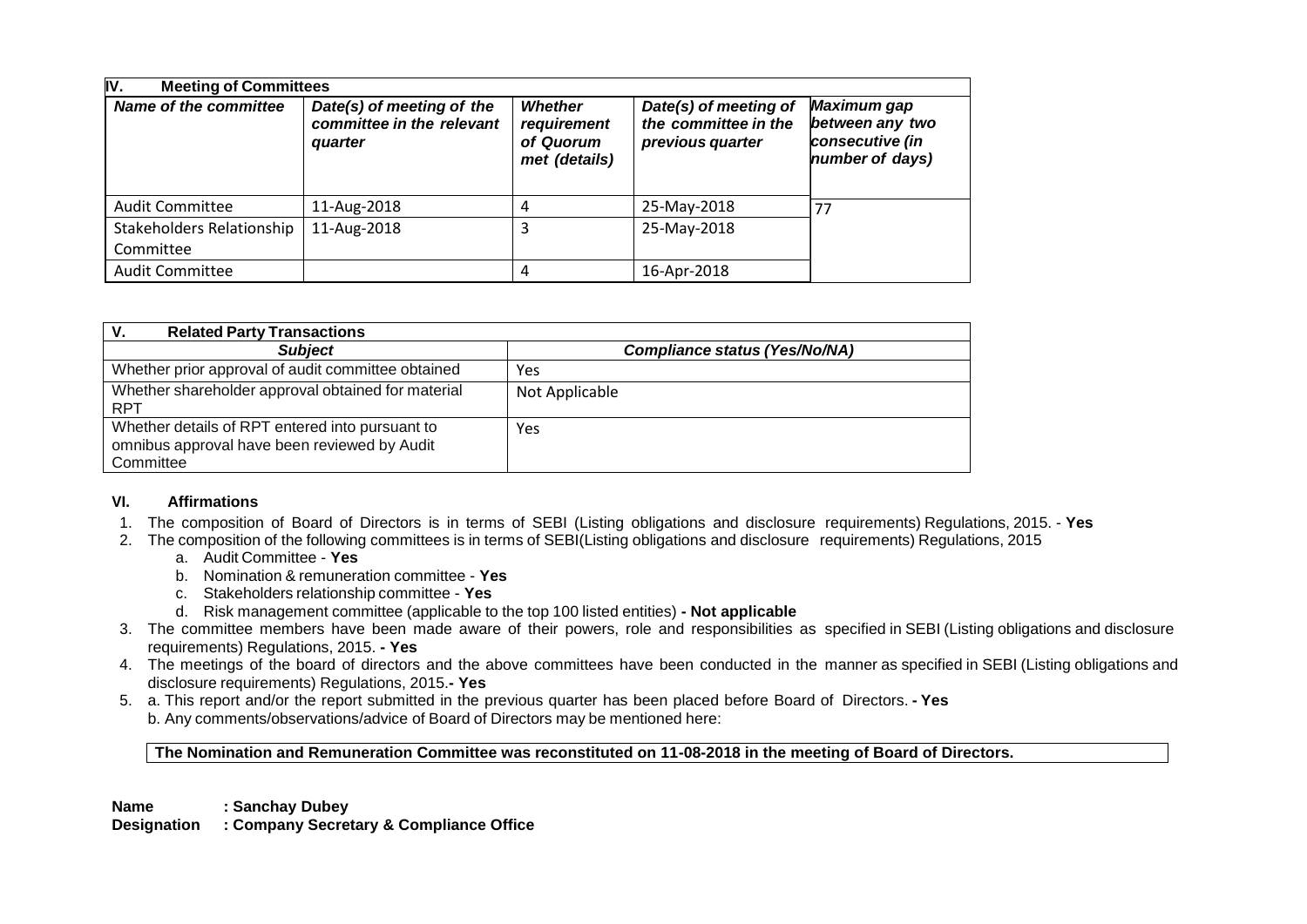| IV. Meeting of Committees | | | | |
|---|---|---|---|---|
| ***Name of the committee*** | ***Date(s) of meeting of the committee in the relevant quarter*** | ***Whether requirement of Quorum met (details)*** | ***Date(s) of meeting of the committee in the previous quarter*** | ***Maximum gap between any two consecutive (in number of days)*** |
| Audit Committee | 11-Aug-2018 | 4 | 25-May-2018 | 77 |
| Stakeholders Relationship Committee | 11-Aug-2018 | 3 | 25-May-2018 | |
| Audit Committee | | 4 | 16-Apr-2018 | |

| V. Related Party Transactions | |
|---|---|
| ***Subject*** | ***Compliance status (Yes/No/NA)*** |
| Whether prior approval of audit committee obtained | Yes |
| Whether shareholder approval obtained for material RPT | Not Applicable |
| Whether details of RPT entered into pursuant to omnibus approval have been reviewed by Audit Committee | Yes |

**VI. Affirmations**

1. The composition of Board of Directors is in terms of SEBI (Listing obligations and disclosure requirements) Regulations, 2015. - **Yes**
2. The composition of the following committees is in terms of SEBI(Listing obligations and disclosure requirements) Regulations, 2015
   a. Audit Committee - **Yes**
   b. Nomination & remuneration committee - **Yes**
   c. Stakeholders relationship committee - **Yes**
   d. Risk management committee (applicable to the top 100 listed entities) **- Not applicable**
3. The committee members have been made aware of their powers, role and responsibilities as specified in SEBI (Listing obligations and disclosure requirements) Regulations, 2015. **- Yes**
4. The meetings of the board of directors and the above committees have been conducted in the manner as specified in SEBI (Listing obligations and disclosure requirements) Regulations, 2015.**- Yes**
5. a. This report and/or the report submitted in the previous quarter has been placed before Board of Directors. **- Yes**
   b. Any comments/observations/advice of Board of Directors may be mentioned here:

**The Nomination and Remuneration Committee was reconstituted on 11-08-2018 in the meeting of Board of Directors.**

**Name : Sanchay Dubey**
**Designation : Company Secretary & Compliance Office**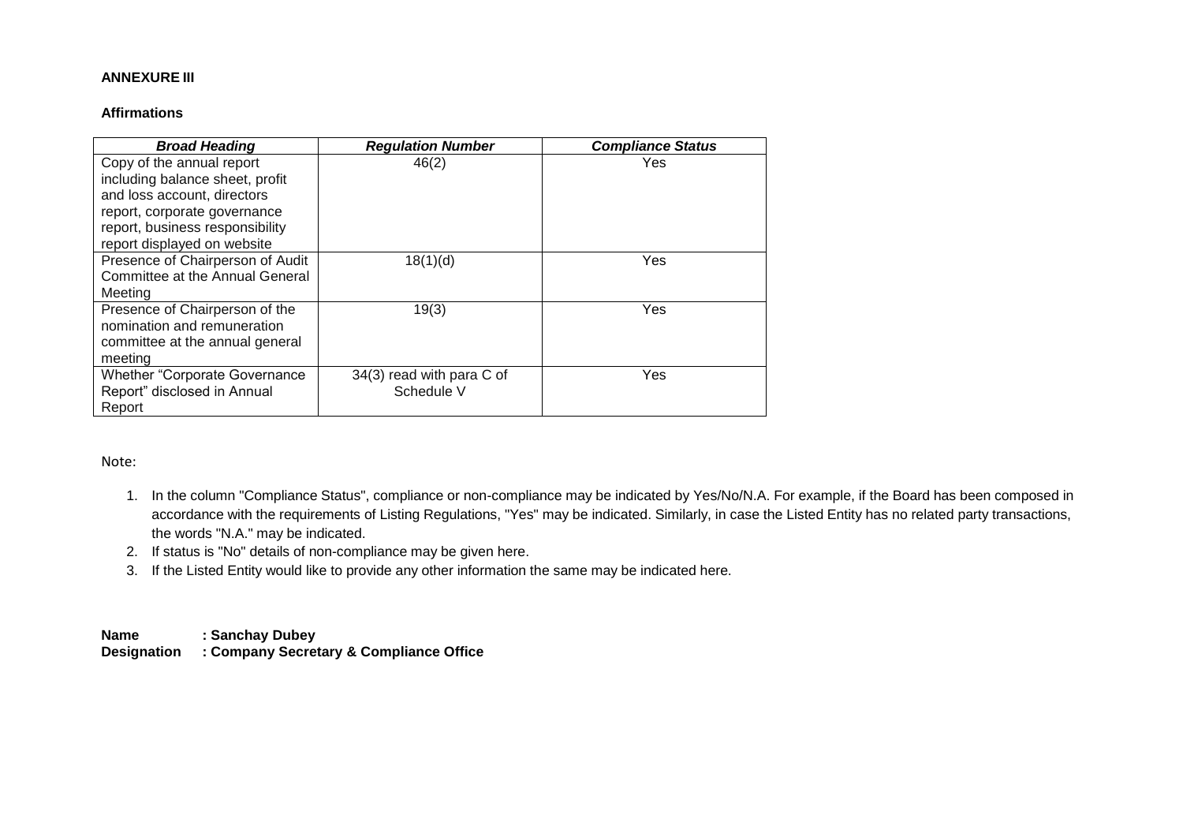**ANNEXURE III**

**Affirmations**

| ***Broad Heading*** | ***Regulation Number*** | ***Compliance Status*** |
|---|---|---|
| Copy of the annual report including balance sheet, profit and loss account, directors report, corporate governance report, business responsibility report displayed on website | 46(2) | Yes |
| Presence of Chairperson of Audit Committee at the Annual General Meeting | 18(1)(d) | Yes |
| Presence of Chairperson of the nomination and remuneration committee at the annual general meeting | 19(3) | Yes |
| Whether "Corporate Governance Report" disclosed in Annual Report | 34(3) read with para C of Schedule V | Yes |

Note:

1. In the column "Compliance Status", compliance or non-compliance may be indicated by Yes/No/N.A. For example, if the Board has been composed in accordance with the requirements of Listing Regulations, "Yes" may be indicated. Similarly, in case the Listed Entity has no related party transactions, the words "N.A." may be indicated.
2. If status is "No" details of non-compliance may be given here.
3. If the Listed Entity would like to provide any other information the same may be indicated here.

**Name : Sanchay Dubey**
**Designation : Company Secretary & Compliance Office**